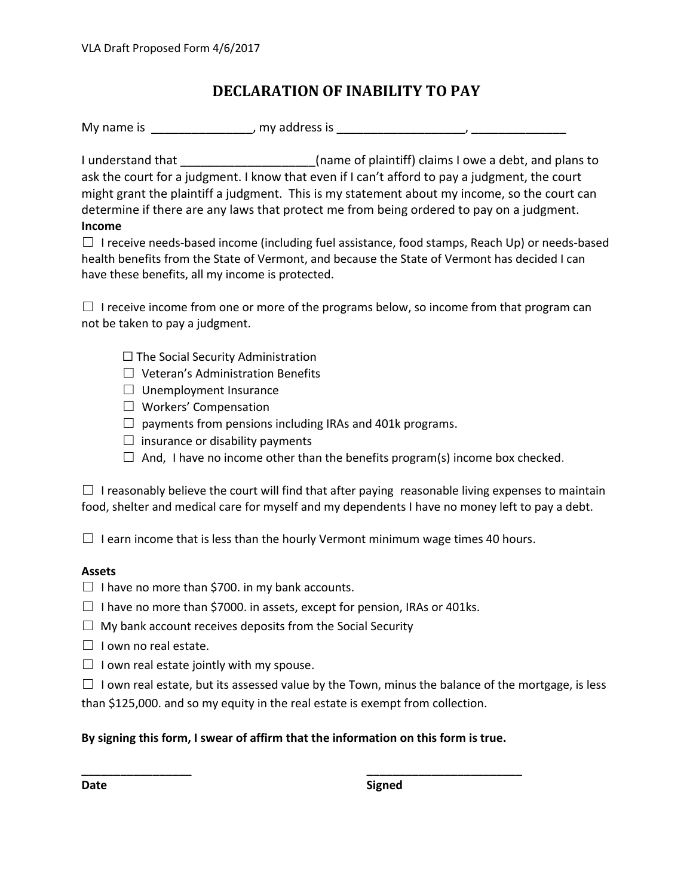VLA Draft Proposed Form 4/6/2017

# DECLARATION OF INABILITY TO PAY

My name is _______________, my address is ___________________, ______________

I understand that ____________________(name of plaintiff) claims I owe a debt, and plans to ask the court for a judgment. I know that even if I can't afford to pay a judgment, the court might grant the plaintiff a judgment. This is my statement about my income, so the court can determine if there are any laws that protect me from being ordered to pay on a judgment.

**Income**

☐ I receive needs-based income (including fuel assistance, food stamps, Reach Up) or needs-based health benefits from the State of Vermont, and because the State of Vermont has decided I can have these benefits, all my income is protected.

☐ I receive income from one or more of the programs below, so income from that program can not be taken to pay a judgment.

- ☐ The Social Security Administration
- ☐ Veteran's Administration Benefits
- ☐ Unemployment Insurance
- ☐ Workers' Compensation
- ☐ payments from pensions including IRAs and 401k programs.
- ☐ insurance or disability payments
- ☐ And, I have no income other than the benefits program(s) income box checked.

☐ I reasonably believe the court will find that after paying reasonable living expenses to maintain food, shelter and medical care for myself and my dependents I have no money left to pay a debt.

☐ I earn income that is less than the hourly Vermont minimum wage times 40 hours.

**Assets**

☐ I have no more than $700. in my bank accounts.

☐ I have no more than $7000. in assets, except for pension, IRAs or 401ks.

☐ My bank account receives deposits from the Social Security

☐ I own no real estate.

☐ I own real estate jointly with my spouse.

☐ I own real estate, but its assessed value by the Town, minus the balance of the mortgage, is less than $125,000. and so my equity in the real estate is exempt from collection.

**By signing this form, I swear of affirm that the information on this form is true.**

_________________ &nbsp;&nbsp;&nbsp;&nbsp;&nbsp;&nbsp;&nbsp;&nbsp; ________________________

**Date** &nbsp;&nbsp;&nbsp;&nbsp;&nbsp;&nbsp;&nbsp;&nbsp;&nbsp;&nbsp;&nbsp;&nbsp;&nbsp;&nbsp;&nbsp;&nbsp;&nbsp;&nbsp;&nbsp;&nbsp;&nbsp;&nbsp;&nbsp;&nbsp;&nbsp;&nbsp;&nbsp;&nbsp;&nbsp;&nbsp; **Signed**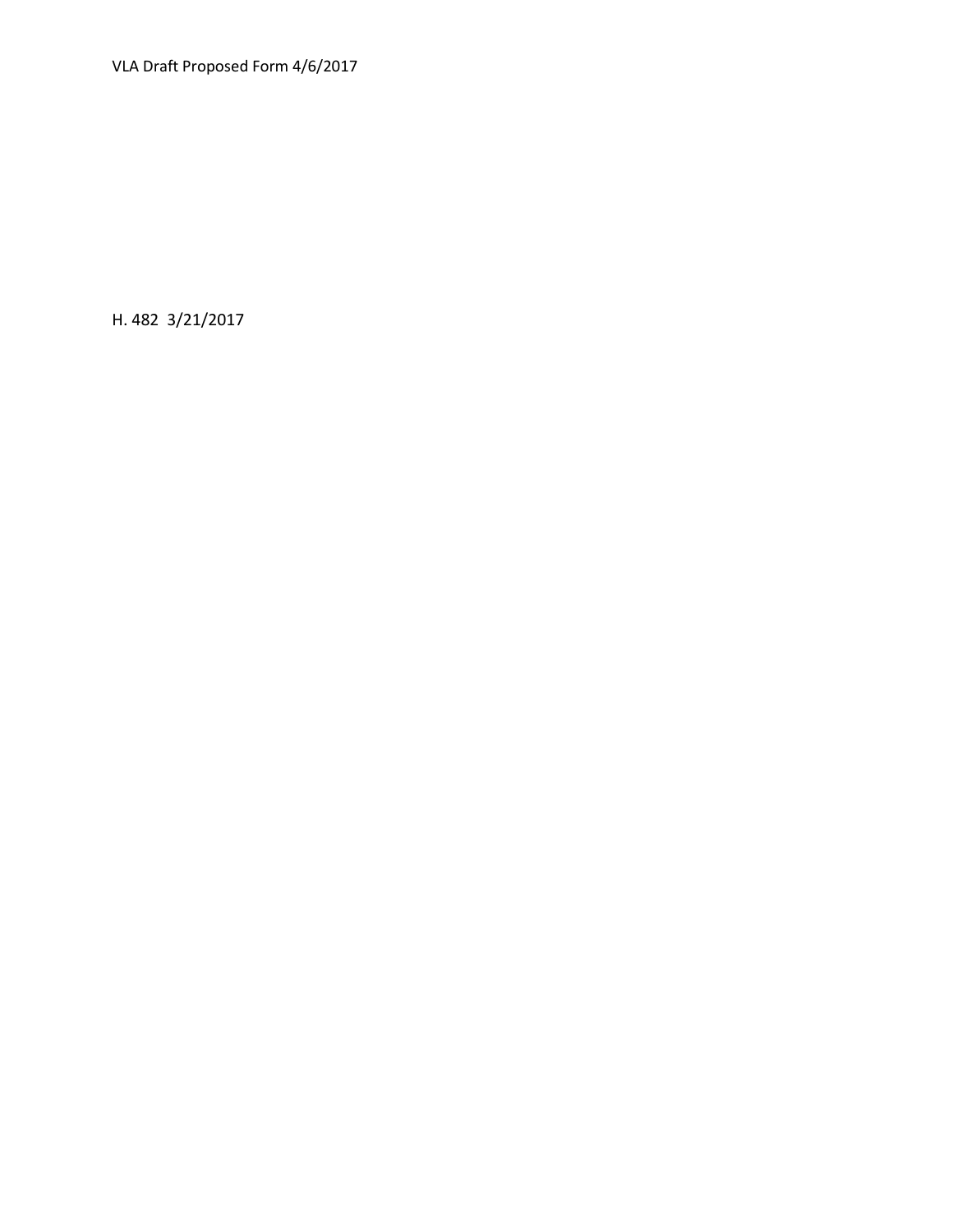H. 482 3/21/2017